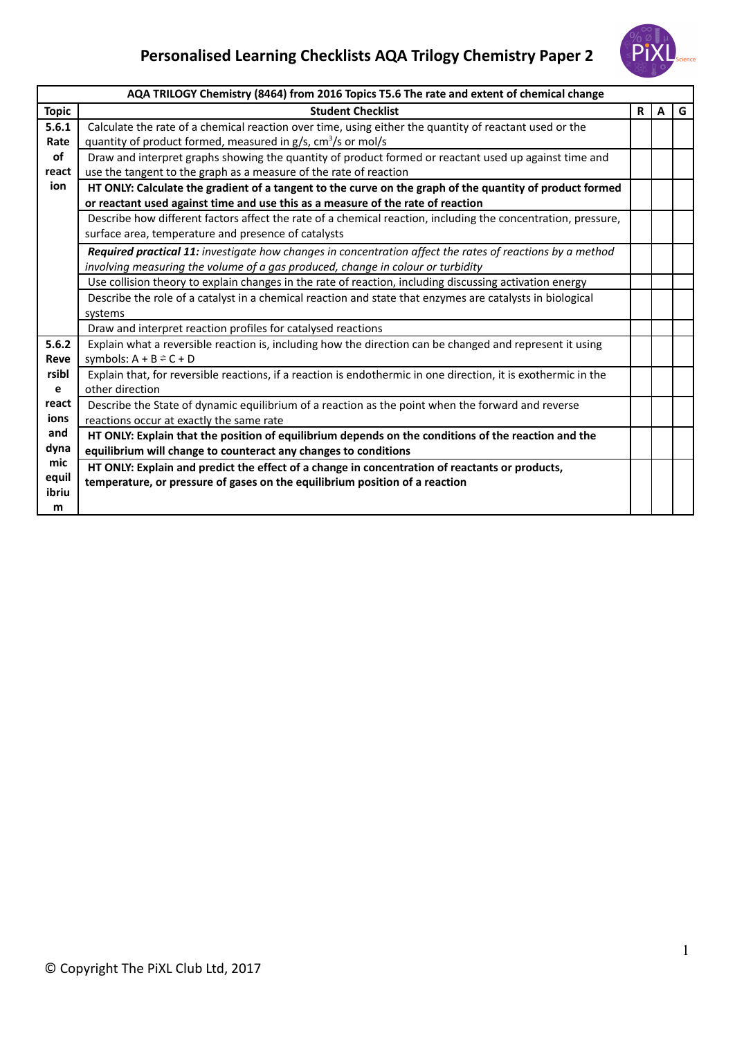# Personalised Learning Checklists AQA Trilogy Chemistry Paper 2

| AQA TRILOGY Chemistry (8464) from 2016 Topics T5.6 The rate and extent of chemical change | | | | |
|---|---|---|---|---|
| **Topic** | **Student Checklist** | **R** | **A** | **G** |
| **5.6.1 Rate of reaction** | Calculate the rate of a chemical reaction over time, using either the quantity of reactant used or the quantity of product formed, measured in g/s, $cm^3$/s or mol/s | | | |
| | Draw and interpret graphs showing the quantity of product formed or reactant used up against time and use the tangent to the graph as a measure of the rate of reaction | | | |
| | **HT ONLY: Calculate the gradient of a tangent to the curve on the graph of the quantity of product formed or reactant used against time and use this as a measure of the rate of reaction** | | | |
| | Describe how different factors affect the rate of a chemical reaction, including the concentration, pressure, surface area, temperature and presence of catalysts | | | |
| | ***Required practical 11:*** *investigate how changes in concentration affect the rates of reactions by a method involving measuring the volume of a gas produced, change in colour or turbidity* | | | |
| | Use collision theory to explain changes in the rate of reaction, including discussing activation energy | | | |
| | Describe the role of a catalyst in a chemical reaction and state that enzymes are catalysts in biological systems | | | |
| | Draw and interpret reaction profiles for catalysed reactions | | | |
| **5.6.2 Reversible reactions and dynamic equilibrium** | Explain what a reversible reaction is, including how the direction can be changed and represent it using symbols: A + B ⇌ C + D | | | |
| | Explain that, for reversible reactions, if a reaction is endothermic in one direction, it is exothermic in the other direction | | | |
| | Describe the State of dynamic equilibrium of a reaction as the point when the forward and reverse reactions occur at exactly the same rate | | | |
| | **HT ONLY: Explain that the position of equilibrium depends on the conditions of the reaction and the equilibrium will change to counteract any changes to conditions** | | | |
| | **HT ONLY: Explain and predict the effect of a change in concentration of reactants or products, temperature, or pressure of gases on the equilibrium position of a reaction** | | | |

© Copyright The PiXL Club Ltd, 2017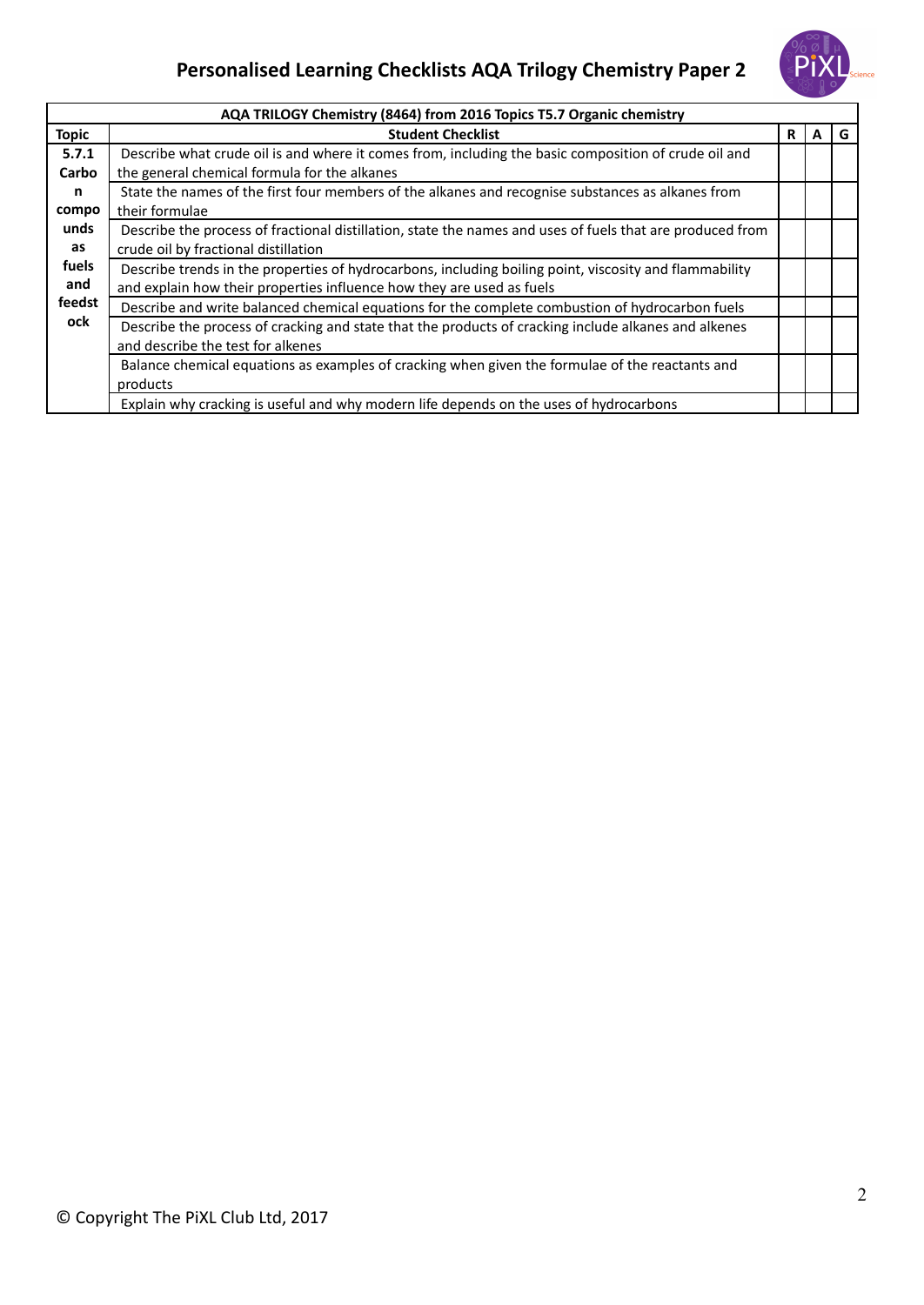# Personalised Learning Checklists AQA Trilogy Chemistry Paper 2

| AQA TRILOGY Chemistry (8464) from 2016 Topics T5.7 Organic chemistry | | | | |
|---|---|---|---|---|
| **Topic** | **Student Checklist** | **R** | **A** | **G** |
| **5.7.1 Carbon compounds as fuels and feedstock** | Describe what crude oil is and where it comes from, including the basic composition of crude oil and the general chemical formula for the alkanes | | | |
| | State the names of the first four members of the alkanes and recognise substances as alkanes from their formulae | | | |
| | Describe the process of fractional distillation, state the names and uses of fuels that are produced from crude oil by fractional distillation | | | |
| | Describe trends in the properties of hydrocarbons, including boiling point, viscosity and flammability and explain how their properties influence how they are used as fuels | | | |
| | Describe and write balanced chemical equations for the complete combustion of hydrocarbon fuels | | | |
| | Describe the process of cracking and state that the products of cracking include alkanes and alkenes and describe the test for alkenes | | | |
| | Balance chemical equations as examples of cracking when given the formulae of the reactants and products | | | |
| | Explain why cracking is useful and why modern life depends on the uses of hydrocarbons | | | |

© Copyright The PiXL Club Ltd, 2017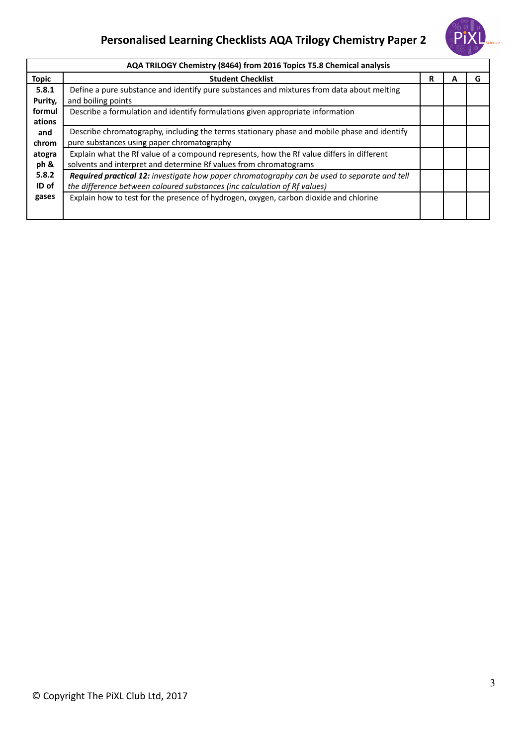# Personalised Learning Checklists AQA Trilogy Chemistry Paper 2

| AQA TRILOGY Chemistry (8464) from 2016 Topics T5.8 Chemical analysis | | | | |
|---|---|---|---|---|
| **Topic** | **Student Checklist** | **R** | **A** | **G** |
| **5.8.1 Purity, formulations and chromatograph & 5.8.2 ID of gases** | Define a pure substance and identify pure substances and mixtures from data about melting and boiling points | | | |
| | Describe a formulation and identify formulations given appropriate information | | | |
| | Describe chromatography, including the terms stationary phase and mobile phase and identify pure substances using paper chromatography | | | |
| | Explain what the Rf value of a compound represents, how the Rf value differs in different solvents and interpret and determine Rf values from chromatograms | | | |
| | ***Required practical 12:*** *investigate how paper chromatography can be used to separate and tell the difference between coloured substances (inc calculation of Rf values)* | | | |
| | Explain how to test for the presence of hydrogen, oxygen, carbon dioxide and chlorine | | | |

© Copyright The PiXL Club Ltd, 2017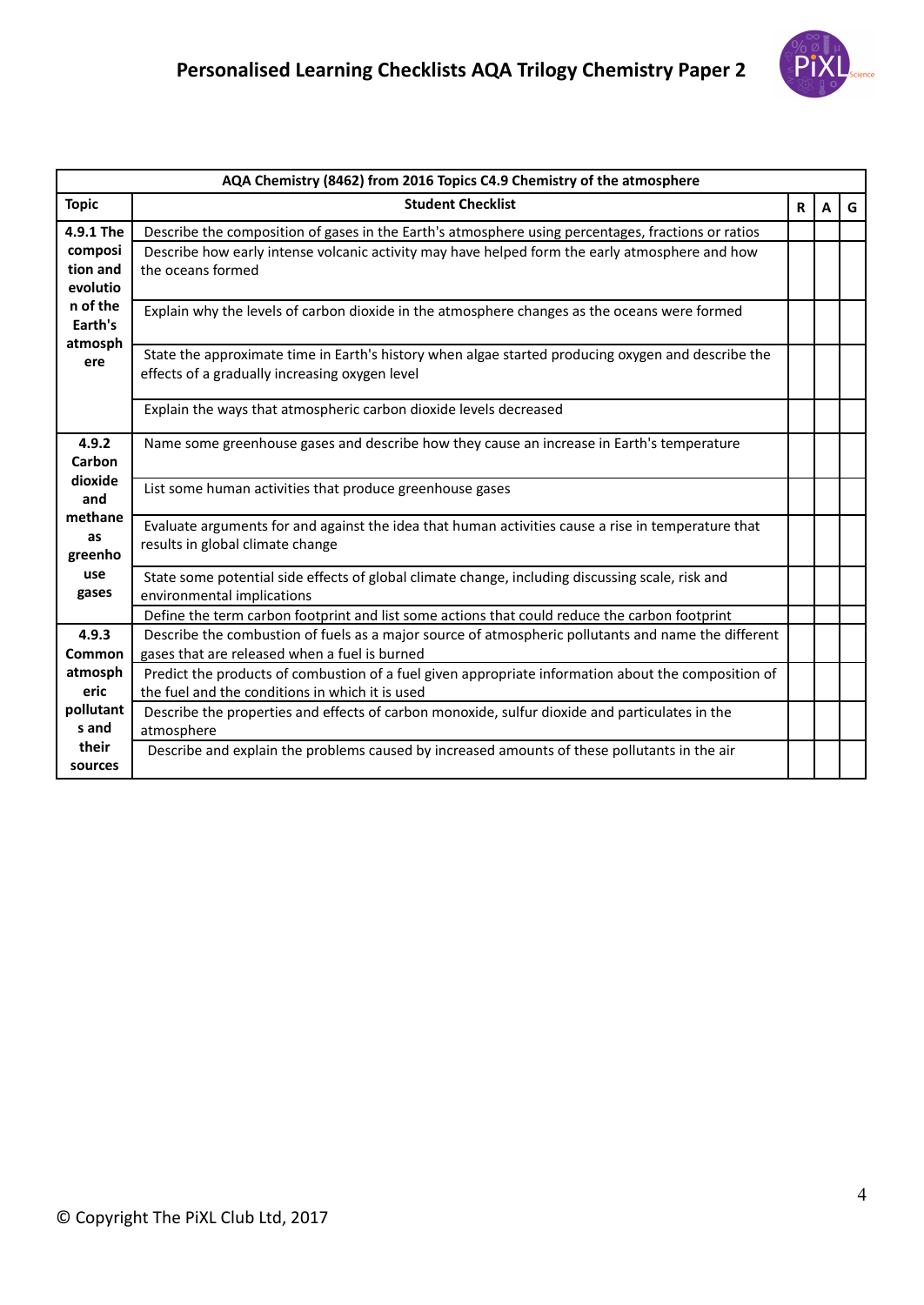# Personalised Learning Checklists AQA Trilogy Chemistry Paper 2

| AQA Chemistry (8462) from 2016 Topics C4.9 Chemistry of the atmosphere | | | | |
|---|---|---|---|---|
| **Topic** | **Student Checklist** | **R** | **A** | **G** |
| **4.9.1 The composition and evolution of the Earth's atmosphere** | Describe the composition of gases in the Earth's atmosphere using percentages, fractions or ratios | | | |
| | Describe how early intense volcanic activity may have helped form the early atmosphere and how the oceans formed | | | |
| | Explain why the levels of carbon dioxide in the atmosphere changes as the oceans were formed | | | |
| | State the approximate time in Earth's history when algae started producing oxygen and describe the effects of a gradually increasing oxygen level | | | |
| | Explain the ways that atmospheric carbon dioxide levels decreased | | | |
| **4.9.2 Carbon dioxide and methane as greenhouse gases** | Name some greenhouse gases and describe how they cause an increase in Earth's temperature | | | |
| | List some human activities that produce greenhouse gases | | | |
| | Evaluate arguments for and against the idea that human activities cause a rise in temperature that results in global climate change | | | |
| | State some potential side effects of global climate change, including discussing scale, risk and environmental implications | | | |
| | Define the term carbon footprint and list some actions that could reduce the carbon footprint | | | |
| **4.9.3 Common atmospheric pollutants and their sources** | Describe the combustion of fuels as a major source of atmospheric pollutants and name the different gases that are released when a fuel is burned | | | |
| | Predict the products of combustion of a fuel given appropriate information about the composition of the fuel and the conditions in which it is used | | | |
| | Describe the properties and effects of carbon monoxide, sulfur dioxide and particulates in the atmosphere | | | |
| | Describe and explain the problems caused by increased amounts of these pollutants in the air | | | |

© Copyright The PiXL Club Ltd, 2017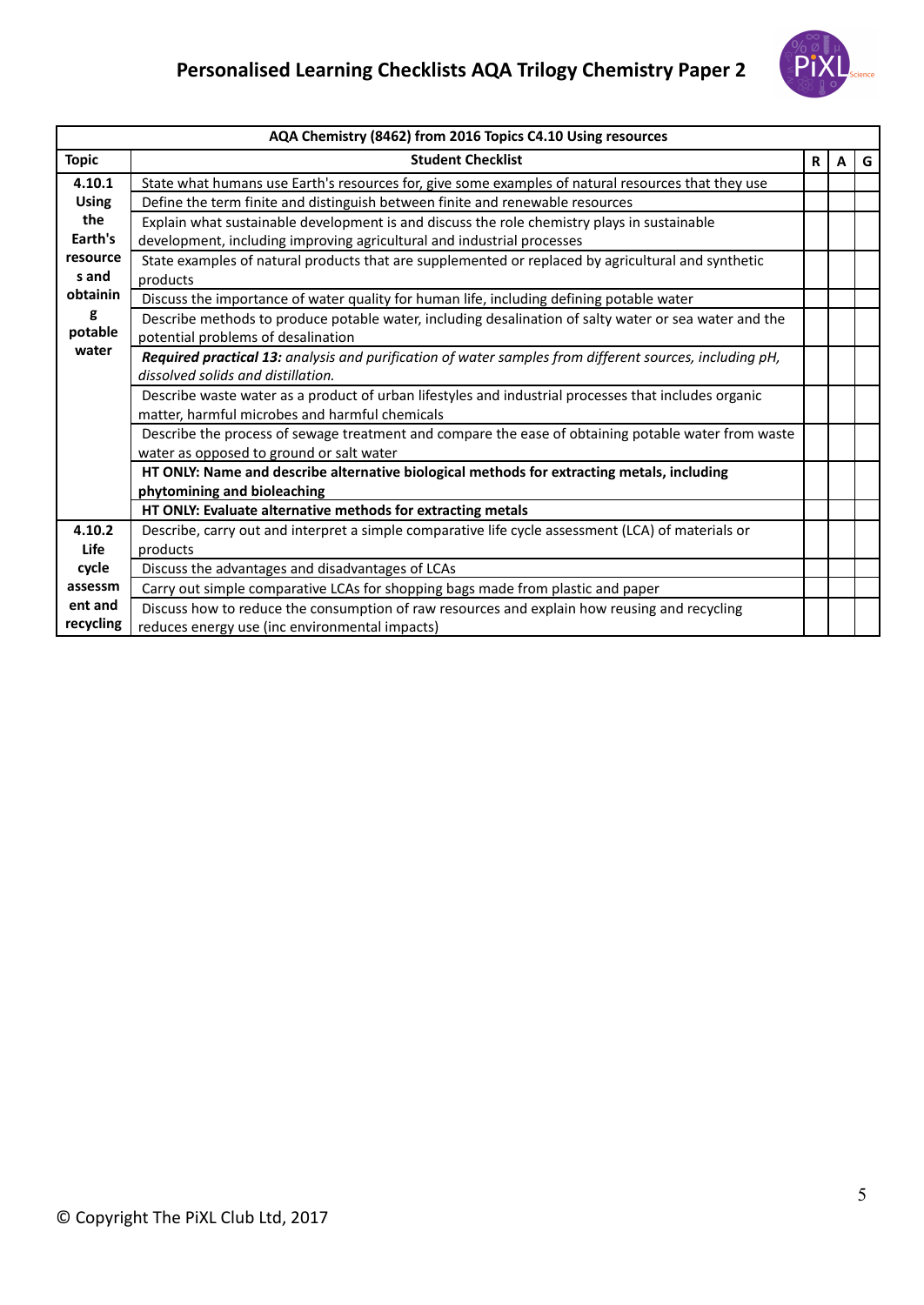# Personalised Learning Checklists AQA Trilogy Chemistry Paper 2

| AQA Chemistry (8462) from 2016 Topics C4.10 Using resources | | | | |
|---|---|---|---|---|
| **Topic** | **Student Checklist** | **R** | **A** | **G** |
| **4.10.1 Using the Earth's resources and obtaining potable water** | State what humans use Earth's resources for, give some examples of natural resources that they use | | | |
| | Define the term finite and distinguish between finite and renewable resources | | | |
| | Explain what sustainable development is and discuss the role chemistry plays in sustainable development, including improving agricultural and industrial processes | | | |
| | State examples of natural products that are supplemented or replaced by agricultural and synthetic products | | | |
| | Discuss the importance of water quality for human life, including defining potable water | | | |
| | Describe methods to produce potable water, including desalination of salty water or sea water and the potential problems of desalination | | | |
| | ***Required practical 13:*** *analysis and purification of water samples from different sources, including pH, dissolved solids and distillation.* | | | |
| | Describe waste water as a product of urban lifestyles and industrial processes that includes organic matter, harmful microbes and harmful chemicals | | | |
| | Describe the process of sewage treatment and compare the ease of obtaining potable water from waste water as opposed to ground or salt water | | | |
| | **HT ONLY: Name and describe alternative biological methods for extracting metals, including phytomining and bioleaching** | | | |
| | **HT ONLY: Evaluate alternative methods for extracting metals** | | | |
| **4.10.2 Life cycle assessment and recycling** | Describe, carry out and interpret a simple comparative life cycle assessment (LCA) of materials or products | | | |
| | Discuss the advantages and disadvantages of LCAs | | | |
| | Carry out simple comparative LCAs for shopping bags made from plastic and paper | | | |
| | Discuss how to reduce the consumption of raw resources and explain how reusing and recycling reduces energy use (inc environmental impacts) | | | |

© Copyright The PiXL Club Ltd, 2017